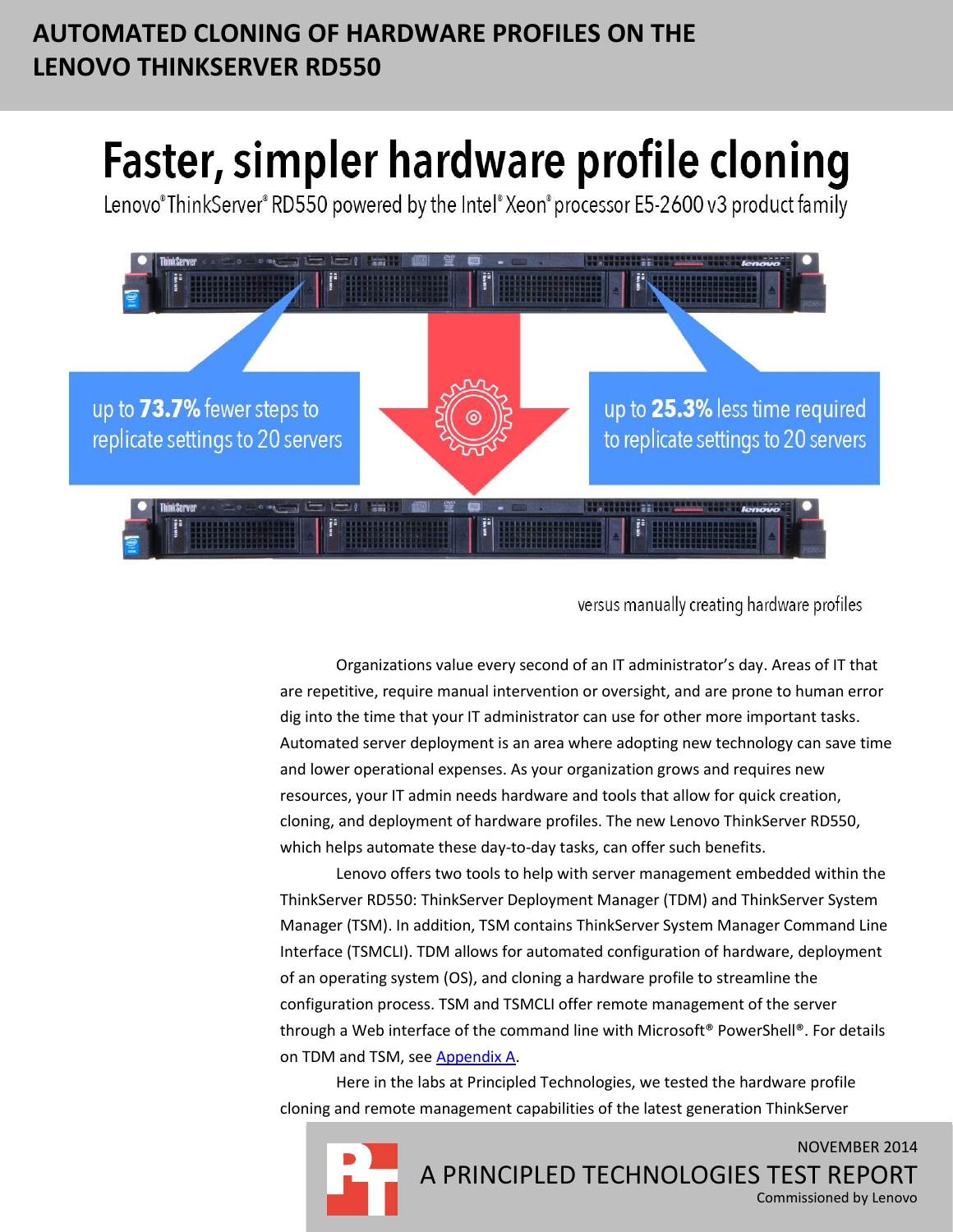# AUTOMATED CLONING OF HARDWARE PROFILES ON THE LENOVO THINKSERVER RD550

# Faster, simpler hardware profile cloning

Lenovo® ThinkServer® RD550 powered by the Intel® Xeon® processor E5-2600 v3 product family

up to **73.7%** fewer steps to replicate settings to 20 servers

up to **25.3%** less time required to replicate settings to 20 servers

versus manually creating hardware profiles

Organizations value every second of an IT administrator's day. Areas of IT that are repetitive, require manual intervention or oversight, and are prone to human error dig into the time that your IT administrator can use for other more important tasks. Automated server deployment is an area where adopting new technology can save time and lower operational expenses. As your organization grows and requires new resources, your IT admin needs hardware and tools that allow for quick creation, cloning, and deployment of hardware profiles. The new Lenovo ThinkServer RD550, which helps automate these day-to-day tasks, can offer such benefits.

Lenovo offers two tools to help with server management embedded within the ThinkServer RD550: ThinkServer Deployment Manager (TDM) and ThinkServer System Manager (TSM). In addition, TSM contains ThinkServer System Manager Command Line Interface (TSMCLI). TDM allows for automated configuration of hardware, deployment of an operating system (OS), and cloning a hardware profile to streamline the configuration process. TSM and TSMCLI offer remote management of the server through a Web interface of the command line with Microsoft® PowerShell®. For details on TDM and TSM, see Appendix A.

Here in the labs at Principled Technologies, we tested the hardware profile cloning and remote management capabilities of the latest generation ThinkServer

NOVEMBER 2014

A PRINCIPLED TECHNOLOGIES TEST REPORT

Commissioned by Lenovo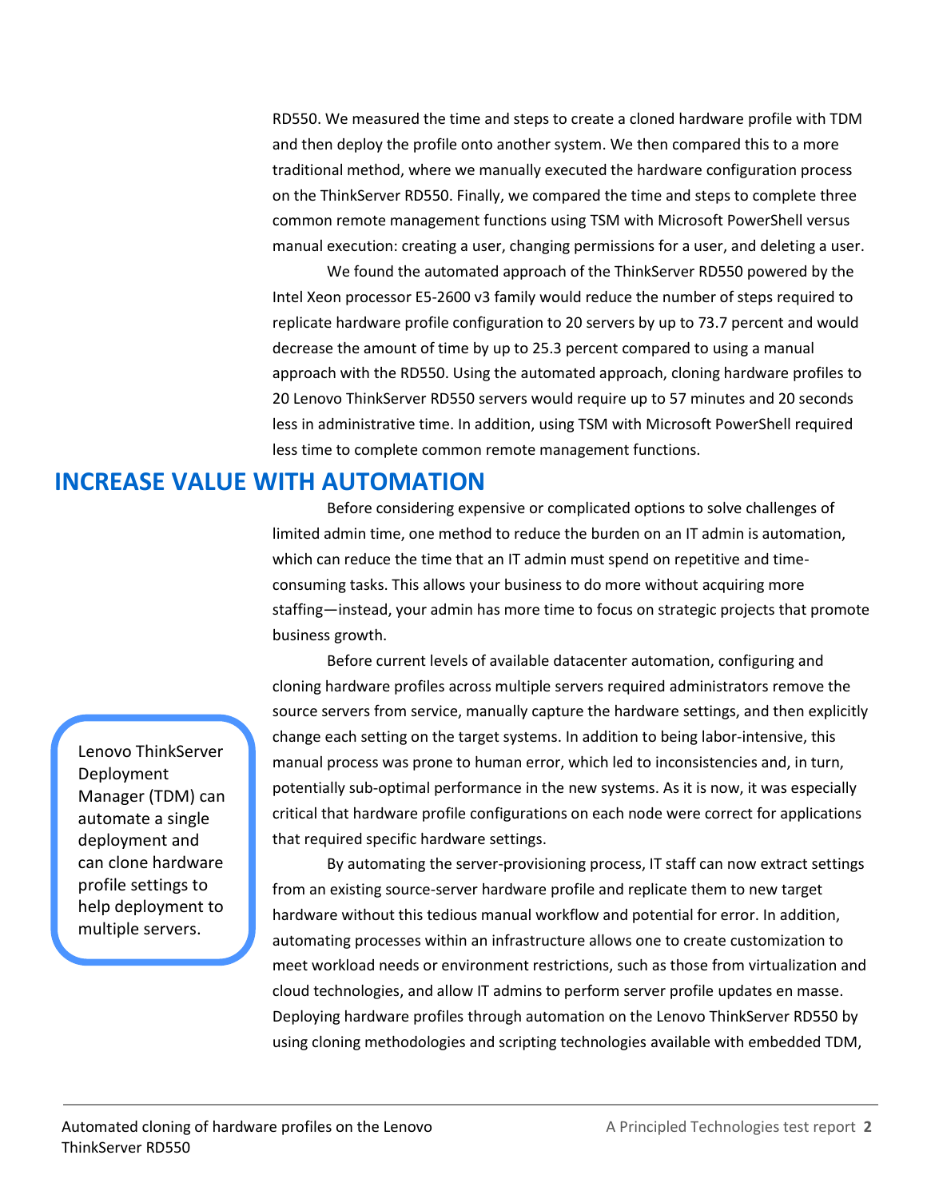RD550. We measured the time and steps to create a cloned hardware profile with TDM and then deploy the profile onto another system. We then compared this to a more traditional method, where we manually executed the hardware configuration process on the ThinkServer RD550. Finally, we compared the time and steps to complete three common remote management functions using TSM with Microsoft PowerShell versus manual execution: creating a user, changing permissions for a user, and deleting a user.

We found the automated approach of the ThinkServer RD550 powered by the Intel Xeon processor E5-2600 v3 family would reduce the number of steps required to replicate hardware profile configuration to 20 servers by up to 73.7 percent and would decrease the amount of time by up to 25.3 percent compared to using a manual approach with the RD550. Using the automated approach, cloning hardware profiles to 20 Lenovo ThinkServer RD550 servers would require up to 57 minutes and 20 seconds less in administrative time. In addition, using TSM with Microsoft PowerShell required less time to complete common remote management functions.

## INCREASE VALUE WITH AUTOMATION

Before considering expensive or complicated options to solve challenges of limited admin time, one method to reduce the burden on an IT admin is automation, which can reduce the time that an IT admin must spend on repetitive and time-consuming tasks. This allows your business to do more without acquiring more staffing—instead, your admin has more time to focus on strategic projects that promote business growth.

> Lenovo ThinkServer Deployment Manager (TDM) can automate a single deployment and can clone hardware profile settings to help deployment to multiple servers.

Before current levels of available datacenter automation, configuring and cloning hardware profiles across multiple servers required administrators remove the source servers from service, manually capture the hardware settings, and then explicitly change each setting on the target systems. In addition to being labor-intensive, this manual process was prone to human error, which led to inconsistencies and, in turn, potentially sub-optimal performance in the new systems. As it is now, it was especially critical that hardware profile configurations on each node were correct for applications that required specific hardware settings.

By automating the server-provisioning process, IT staff can now extract settings from an existing source-server hardware profile and replicate them to new target hardware without this tedious manual workflow and potential for error. In addition, automating processes within an infrastructure allows one to create customization to meet workload needs or environment restrictions, such as those from virtualization and cloud technologies, and allow IT admins to perform server profile updates en masse. Deploying hardware profiles through automation on the Lenovo ThinkServer RD550 by using cloning methodologies and scripting technologies available with embedded TDM,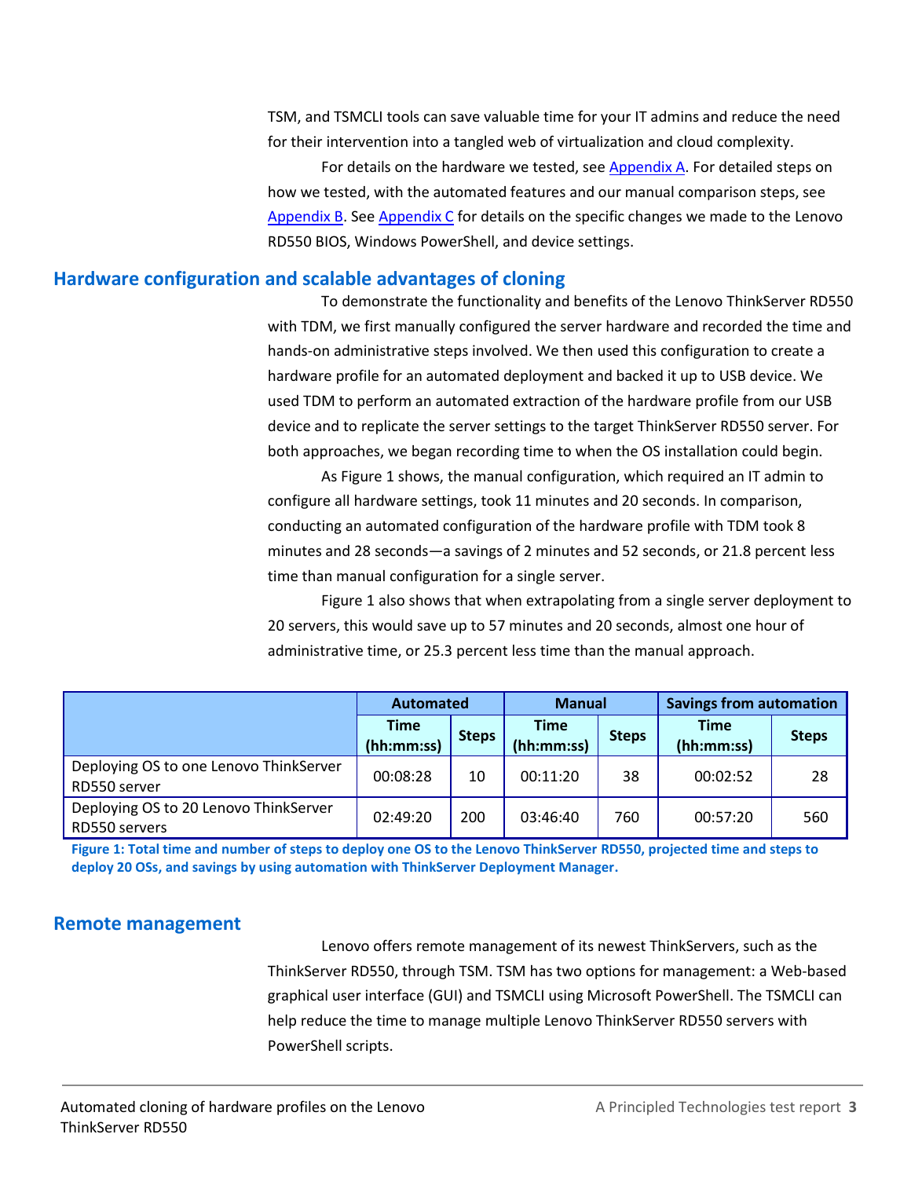TSM, and TSMCLI tools can save valuable time for your IT admins and reduce the need for their intervention into a tangled web of virtualization and cloud complexity.

For details on the hardware we tested, see Appendix A. For detailed steps on how we tested, with the automated features and our manual comparison steps, see Appendix B. See Appendix C for details on the specific changes we made to the Lenovo RD550 BIOS, Windows PowerShell, and device settings.

## Hardware configuration and scalable advantages of cloning

To demonstrate the functionality and benefits of the Lenovo ThinkServer RD550 with TDM, we first manually configured the server hardware and recorded the time and hands-on administrative steps involved. We then used this configuration to create a hardware profile for an automated deployment and backed it up to USB device. We used TDM to perform an automated extraction of the hardware profile from our USB device and to replicate the server settings to the target ThinkServer RD550 server. For both approaches, we began recording time to when the OS installation could begin.

As Figure 1 shows, the manual configuration, which required an IT admin to configure all hardware settings, took 11 minutes and 20 seconds. In comparison, conducting an automated configuration of the hardware profile with TDM took 8 minutes and 28 seconds—a savings of 2 minutes and 52 seconds, or 21.8 percent less time than manual configuration for a single server.

Figure 1 also shows that when extrapolating from a single server deployment to 20 servers, this would save up to 57 minutes and 20 seconds, almost one hour of administrative time, or 25.3 percent less time than the manual approach.

| | Automated | | Manual | | Savings from automation | |
|---|---|---|---|---|---|---|
| | Time (hh:mm:ss) | Steps | Time (hh:mm:ss) | Steps | Time (hh:mm:ss) | Steps |
| Deploying OS to one Lenovo ThinkServer RD550 server | 00:08:28 | 10 | 00:11:20 | 38 | 00:02:52 | 28 |
| Deploying OS to 20 Lenovo ThinkServer RD550 servers | 02:49:20 | 200 | 03:46:40 | 760 | 00:57:20 | 560 |

**Figure 1: Total time and number of steps to deploy one OS to the Lenovo ThinkServer RD550, projected time and steps to deploy 20 OSs, and savings by using automation with ThinkServer Deployment Manager.**

## Remote management

Lenovo offers remote management of its newest ThinkServers, such as the ThinkServer RD550, through TSM. TSM has two options for management: a Web-based graphical user interface (GUI) and TSMCLI using Microsoft PowerShell. The TSMCLI can help reduce the time to manage multiple Lenovo ThinkServer RD550 servers with PowerShell scripts.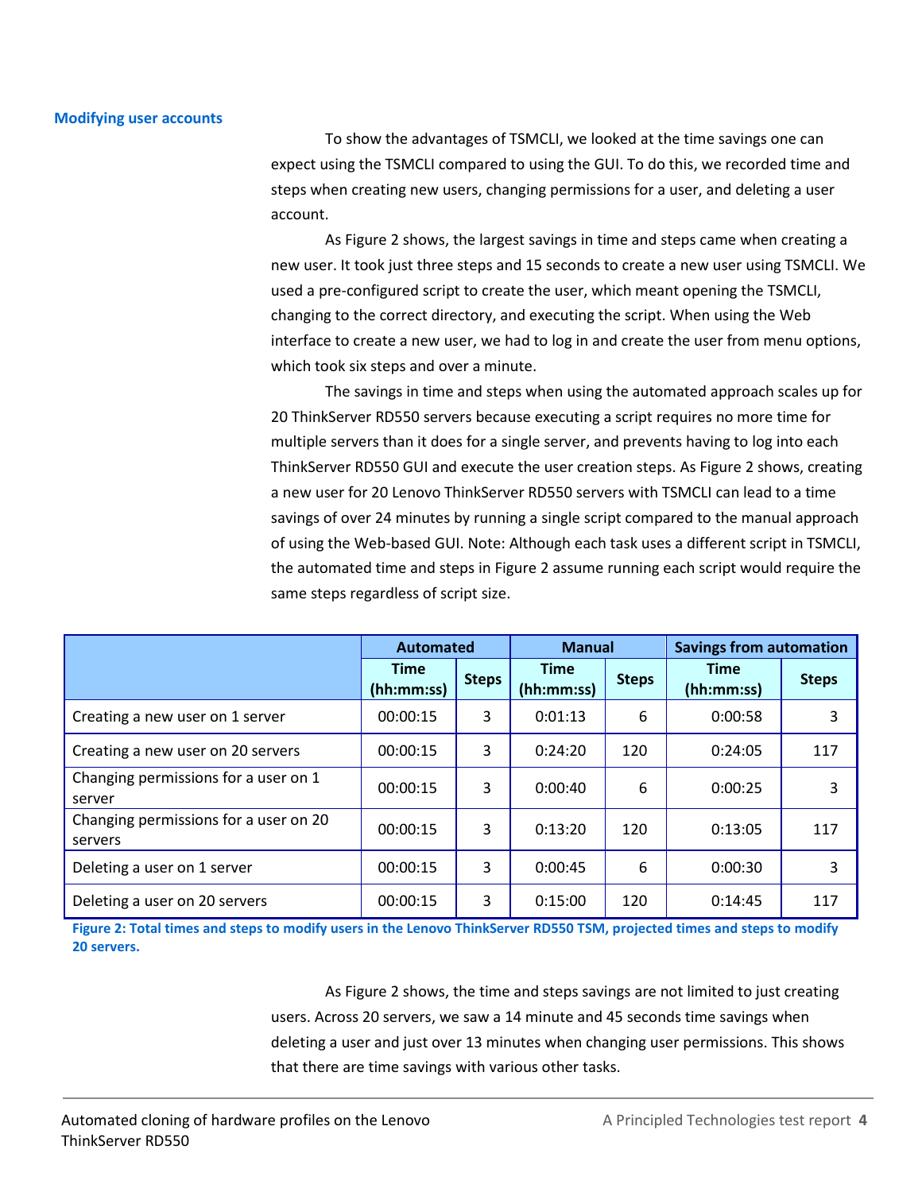### Modifying user accounts

To show the advantages of TSMCLI, we looked at the time savings one can expect using the TSMCLI compared to using the GUI. To do this, we recorded time and steps when creating new users, changing permissions for a user, and deleting a user account.

As Figure 2 shows, the largest savings in time and steps came when creating a new user. It took just three steps and 15 seconds to create a new user using TSMCLI. We used a pre-configured script to create the user, which meant opening the TSMCLI, changing to the correct directory, and executing the script. When using the Web interface to create a new user, we had to log in and create the user from menu options, which took six steps and over a minute.

The savings in time and steps when using the automated approach scales up for 20 ThinkServer RD550 servers because executing a script requires no more time for multiple servers than it does for a single server, and prevents having to log into each ThinkServer RD550 GUI and execute the user creation steps. As Figure 2 shows, creating a new user for 20 Lenovo ThinkServer RD550 servers with TSMCLI can lead to a time savings of over 24 minutes by running a single script compared to the manual approach of using the Web-based GUI. Note: Although each task uses a different script in TSMCLI, the automated time and steps in Figure 2 assume running each script would require the same steps regardless of script size.

| | Automated | | Manual | | Savings from automation | |
|---|---|---|---|---|---|---|
| | Time (hh:mm:ss) | Steps | Time (hh:mm:ss) | Steps | Time (hh:mm:ss) | Steps |
| Creating a new user on 1 server | 00:00:15 | 3 | 0:01:13 | 6 | 0:00:58 | 3 |
| Creating a new user on 20 servers | 00:00:15 | 3 | 0:24:20 | 120 | 0:24:05 | 117 |
| Changing permissions for a user on 1 server | 00:00:15 | 3 | 0:00:40 | 6 | 0:00:25 | 3 |
| Changing permissions for a user on 20 servers | 00:00:15 | 3 | 0:13:20 | 120 | 0:13:05 | 117 |
| Deleting a user on 1 server | 00:00:15 | 3 | 0:00:45 | 6 | 0:00:30 | 3 |
| Deleting a user on 20 servers | 00:00:15 | 3 | 0:15:00 | 120 | 0:14:45 | 117 |

**Figure 2: Total times and steps to modify users in the Lenovo ThinkServer RD550 TSM, projected times and steps to modify 20 servers.**

As Figure 2 shows, the time and steps savings are not limited to just creating users. Across 20 servers, we saw a 14 minute and 45 seconds time savings when deleting a user and just over 13 minutes when changing user permissions. This shows that there are time savings with various other tasks.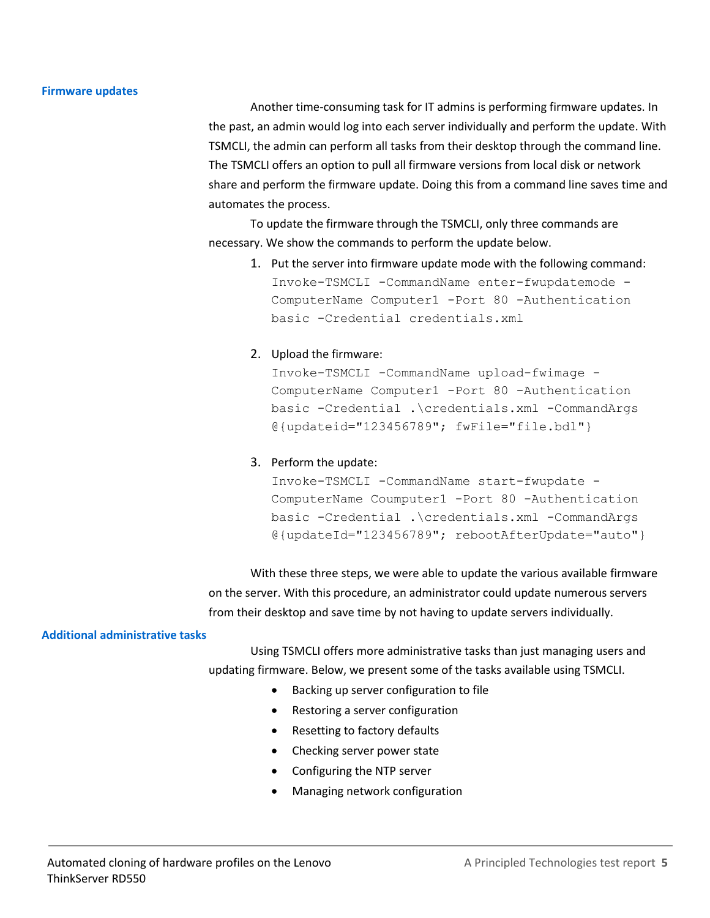## Firmware updates

Another time-consuming task for IT admins is performing firmware updates. In the past, an admin would log into each server individually and perform the update. With TSMCLI, the admin can perform all tasks from their desktop through the command line. The TSMCLI offers an option to pull all firmware versions from local disk or network share and perform the firmware update. Doing this from a command line saves time and automates the process.

To update the firmware through the TSMCLI, only three commands are necessary. We show the commands to perform the update below.

1. Put the server into firmware update mode with the following command:
   ```
   Invoke-TSMCLI -CommandName enter-fwupdatemode -
   ComputerName Computer1 -Port 80 -Authentication
   basic -Credential credentials.xml
   ```

2. Upload the firmware:
   ```
   Invoke-TSMCLI -CommandName upload-fwimage -
   ComputerName Computer1 -Port 80 -Authentication
   basic -Credential .\credentials.xml -CommandArgs
   @{updateid="123456789"; fwFile="file.bdl"}
   ```

3. Perform the update:
   ```
   Invoke-TSMCLI -CommandName start-fwupdate -
   ComputerName Coumputer1 -Port 80 -Authentication
   basic -Credential .\credentials.xml -CommandArgs
   @{updateId="123456789"; rebootAfterUpdate="auto"}
   ```

With these three steps, we were able to update the various available firmware on the server. With this procedure, an administrator could update numerous servers from their desktop and save time by not having to update servers individually.

## Additional administrative tasks

Using TSMCLI offers more administrative tasks than just managing users and updating firmware. Below, we present some of the tasks available using TSMCLI.

- Backing up server configuration to file
- Restoring a server configuration
- Resetting to factory defaults
- Checking server power state
- Configuring the NTP server
- Managing network configuration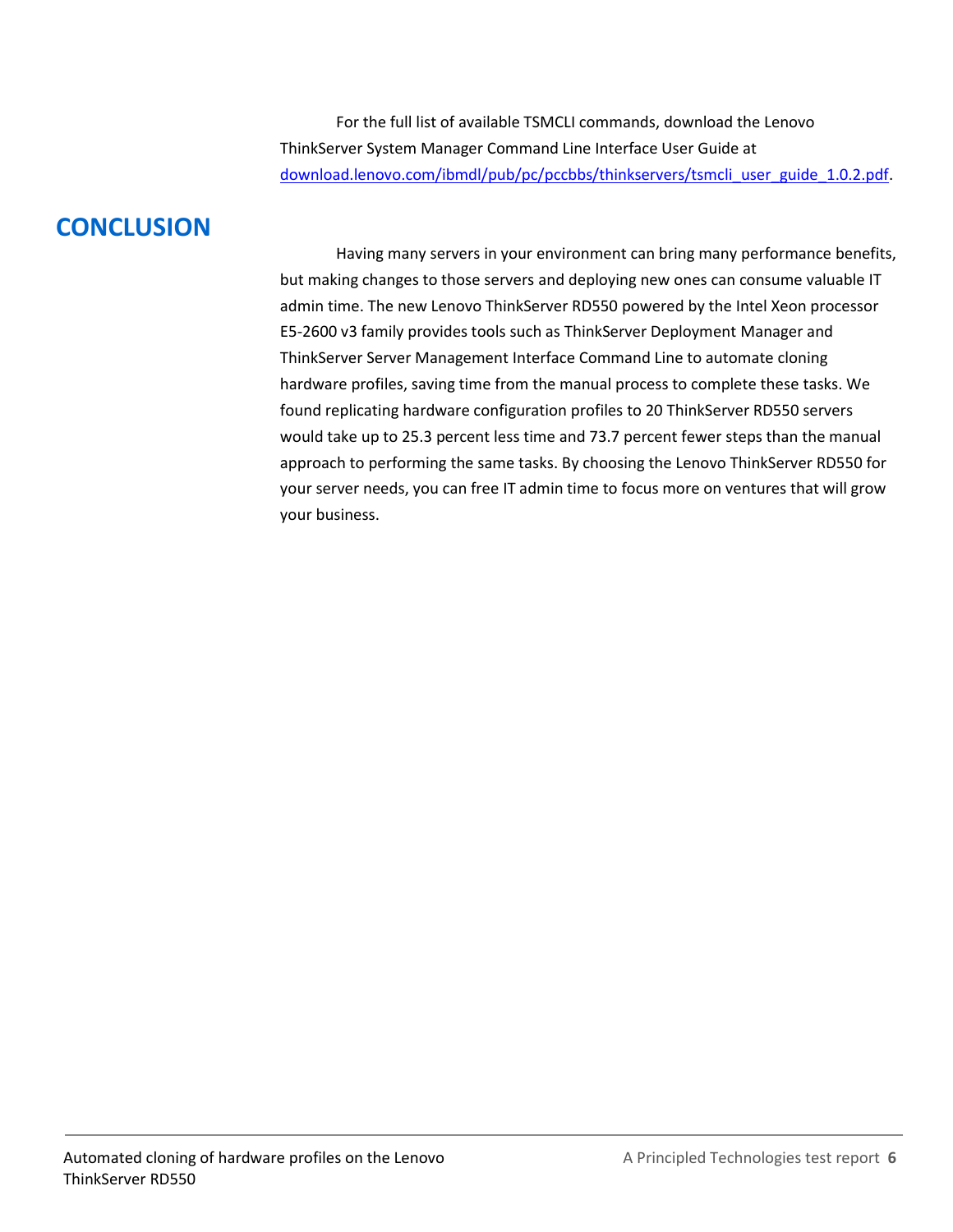For the full list of available TSMCLI commands, download the Lenovo ThinkServer System Manager Command Line Interface User Guide at [download.lenovo.com/ibmdl/pub/pc/pccbbs/thinkservers/tsmcli_user_guide_1.0.2.pdf](download.lenovo.com/ibmdl/pub/pc/pccbbs/thinkservers/tsmcli_user_guide_1.0.2.pdf).

## CONCLUSION

Having many servers in your environment can bring many performance benefits, but making changes to those servers and deploying new ones can consume valuable IT admin time. The new Lenovo ThinkServer RD550 powered by the Intel Xeon processor E5-2600 v3 family provides tools such as ThinkServer Deployment Manager and ThinkServer Server Management Interface Command Line to automate cloning hardware profiles, saving time from the manual process to complete these tasks. We found replicating hardware configuration profiles to 20 ThinkServer RD550 servers would take up to 25.3 percent less time and 73.7 percent fewer steps than the manual approach to performing the same tasks. By choosing the Lenovo ThinkServer RD550 for your server needs, you can free IT admin time to focus more on ventures that will grow your business.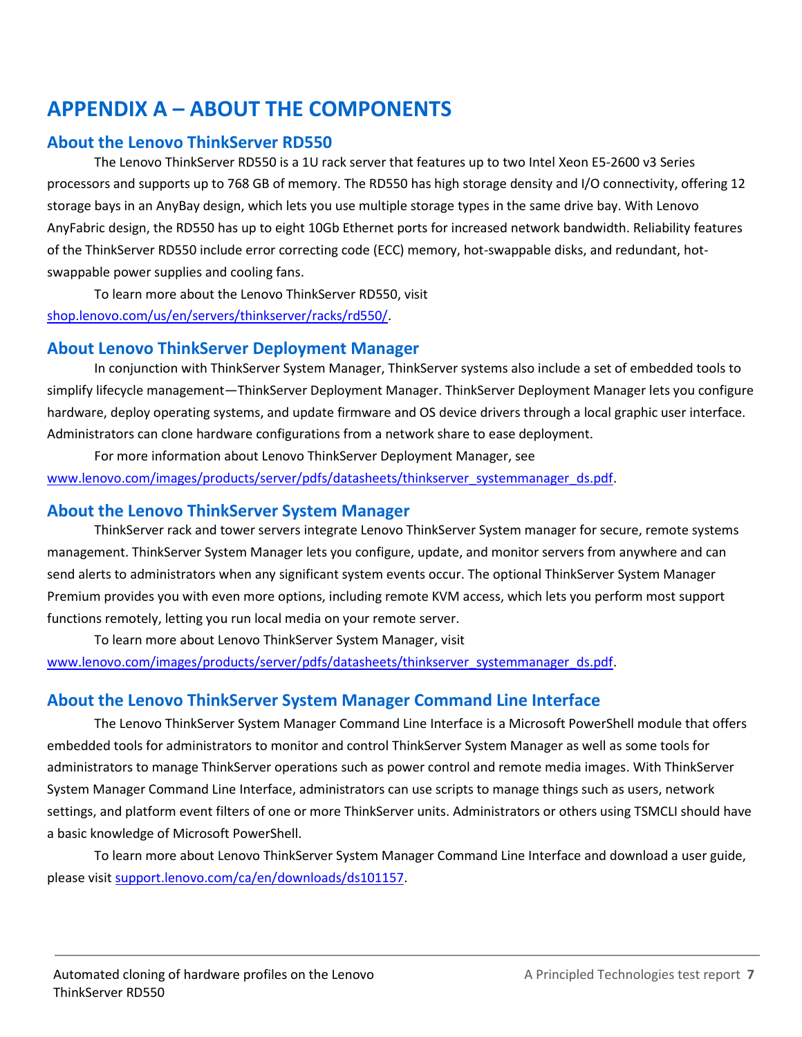# APPENDIX A – ABOUT THE COMPONENTS

## About the Lenovo ThinkServer RD550

The Lenovo ThinkServer RD550 is a 1U rack server that features up to two Intel Xeon E5-2600 v3 Series processors and supports up to 768 GB of memory. The RD550 has high storage density and I/O connectivity, offering 12 storage bays in an AnyBay design, which lets you use multiple storage types in the same drive bay. With Lenovo AnyFabric design, the RD550 has up to eight 10Gb Ethernet ports for increased network bandwidth. Reliability features of the ThinkServer RD550 include error correcting code (ECC) memory, hot-swappable disks, and redundant, hot-swappable power supplies and cooling fans.

To learn more about the Lenovo ThinkServer RD550, visit shop.lenovo.com/us/en/servers/thinkserver/racks/rd550/.

## About Lenovo ThinkServer Deployment Manager

In conjunction with ThinkServer System Manager, ThinkServer systems also include a set of embedded tools to simplify lifecycle management—ThinkServer Deployment Manager. ThinkServer Deployment Manager lets you configure hardware, deploy operating systems, and update firmware and OS device drivers through a local graphic user interface. Administrators can clone hardware configurations from a network share to ease deployment.

For more information about Lenovo ThinkServer Deployment Manager, see www.lenovo.com/images/products/server/pdfs/datasheets/thinkserver_systemmanager_ds.pdf.

## About the Lenovo ThinkServer System Manager

ThinkServer rack and tower servers integrate Lenovo ThinkServer System manager for secure, remote systems management. ThinkServer System Manager lets you configure, update, and monitor servers from anywhere and can send alerts to administrators when any significant system events occur. The optional ThinkServer System Manager Premium provides you with even more options, including remote KVM access, which lets you perform most support functions remotely, letting you run local media on your remote server.

To learn more about Lenovo ThinkServer System Manager, visit www.lenovo.com/images/products/server/pdfs/datasheets/thinkserver_systemmanager_ds.pdf.

## About the Lenovo ThinkServer System Manager Command Line Interface

The Lenovo ThinkServer System Manager Command Line Interface is a Microsoft PowerShell module that offers embedded tools for administrators to monitor and control ThinkServer System Manager as well as some tools for administrators to manage ThinkServer operations such as power control and remote media images. With ThinkServer System Manager Command Line Interface, administrators can use scripts to manage things such as users, network settings, and platform event filters of one or more ThinkServer units. Administrators or others using TSMCLI should have a basic knowledge of Microsoft PowerShell.

To learn more about Lenovo ThinkServer System Manager Command Line Interface and download a user guide, please visit support.lenovo.com/ca/en/downloads/ds101157.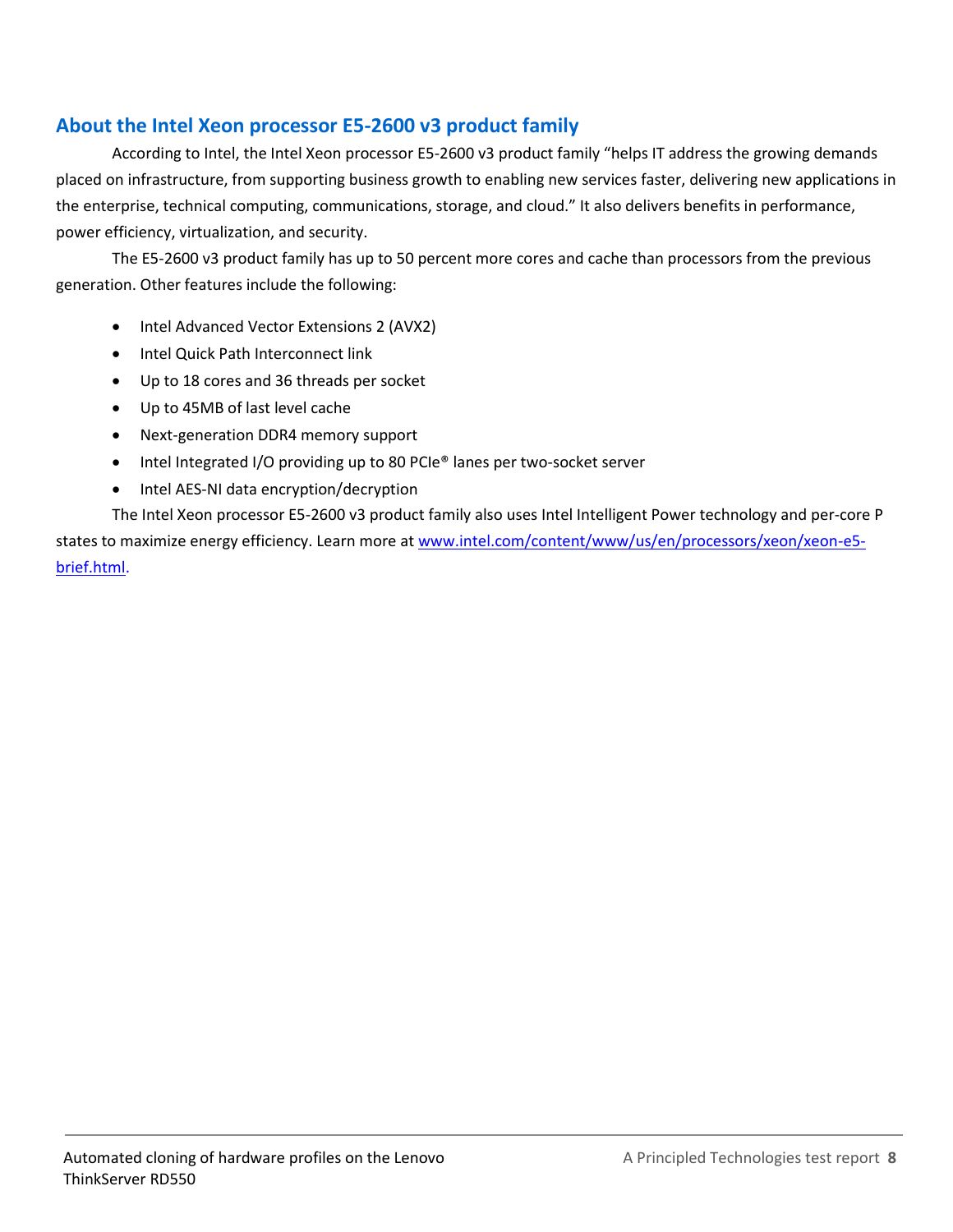## About the Intel Xeon processor E5-2600 v3 product family

According to Intel, the Intel Xeon processor E5-2600 v3 product family "helps IT address the growing demands placed on infrastructure, from supporting business growth to enabling new services faster, delivering new applications in the enterprise, technical computing, communications, storage, and cloud." It also delivers benefits in performance, power efficiency, virtualization, and security.

The E5-2600 v3 product family has up to 50 percent more cores and cache than processors from the previous generation. Other features include the following:

- Intel Advanced Vector Extensions 2 (AVX2)
- Intel Quick Path Interconnect link
- Up to 18 cores and 36 threads per socket
- Up to 45MB of last level cache
- Next-generation DDR4 memory support
- Intel Integrated I/O providing up to 80 PCIe® lanes per two-socket server
- Intel AES-NI data encryption/decryption

The Intel Xeon processor E5-2600 v3 product family also uses Intel Intelligent Power technology and per-core P states to maximize energy efficiency. Learn more at [www.intel.com/content/www/us/en/processors/xeon/xeon-e5-brief.html](www.intel.com/content/www/us/en/processors/xeon/xeon-e5-brief.html).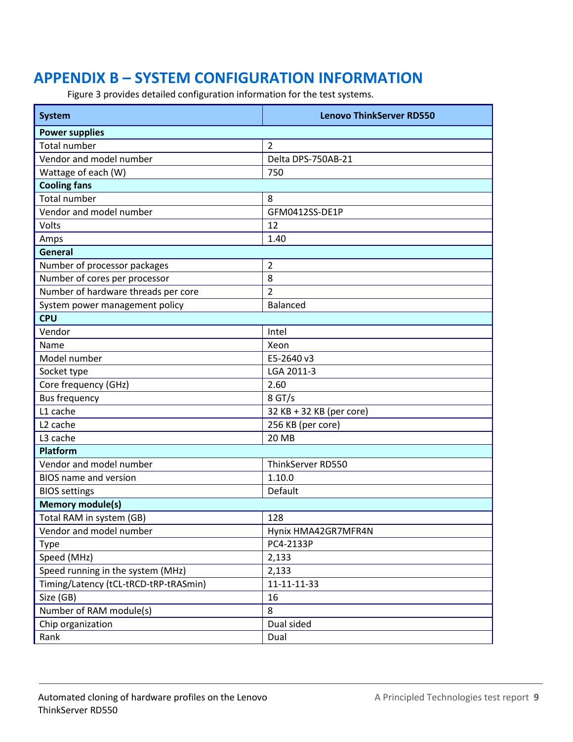# APPENDIX B – SYSTEM CONFIGURATION INFORMATION

Figure 3 provides detailed configuration information for the test systems.

| System | Lenovo ThinkServer RD550 |
|---|---|
| **Power supplies** | |
| Total number | 2 |
| Vendor and model number | Delta DPS-750AB-21 |
| Wattage of each (W) | 750 |
| **Cooling fans** | |
| Total number | 8 |
| Vendor and model number | GFM0412SS-DE1P |
| Volts | 12 |
| Amps | 1.40 |
| **General** | |
| Number of processor packages | 2 |
| Number of cores per processor | 8 |
| Number of hardware threads per core | 2 |
| System power management policy | Balanced |
| **CPU** | |
| Vendor | Intel |
| Name | Xeon |
| Model number | E5-2640 v3 |
| Socket type | LGA 2011-3 |
| Core frequency (GHz) | 2.60 |
| Bus frequency | 8 GT/s |
| L1 cache | 32 KB + 32 KB (per core) |
| L2 cache | 256 KB (per core) |
| L3 cache | 20 MB |
| **Platform** | |
| Vendor and model number | ThinkServer RD550 |
| BIOS name and version | 1.10.0 |
| BIOS settings | Default |
| **Memory module(s)** | |
| Total RAM in system (GB) | 128 |
| Vendor and model number | Hynix HMA42GR7MFR4N |
| Type | PC4-2133P |
| Speed (MHz) | 2,133 |
| Speed running in the system (MHz) | 2,133 |
| Timing/Latency (tCL-tRCD-tRP-tRASmin) | 11-11-11-33 |
| Size (GB) | 16 |
| Number of RAM module(s) | 8 |
| Chip organization | Dual sided |
| Rank | Dual |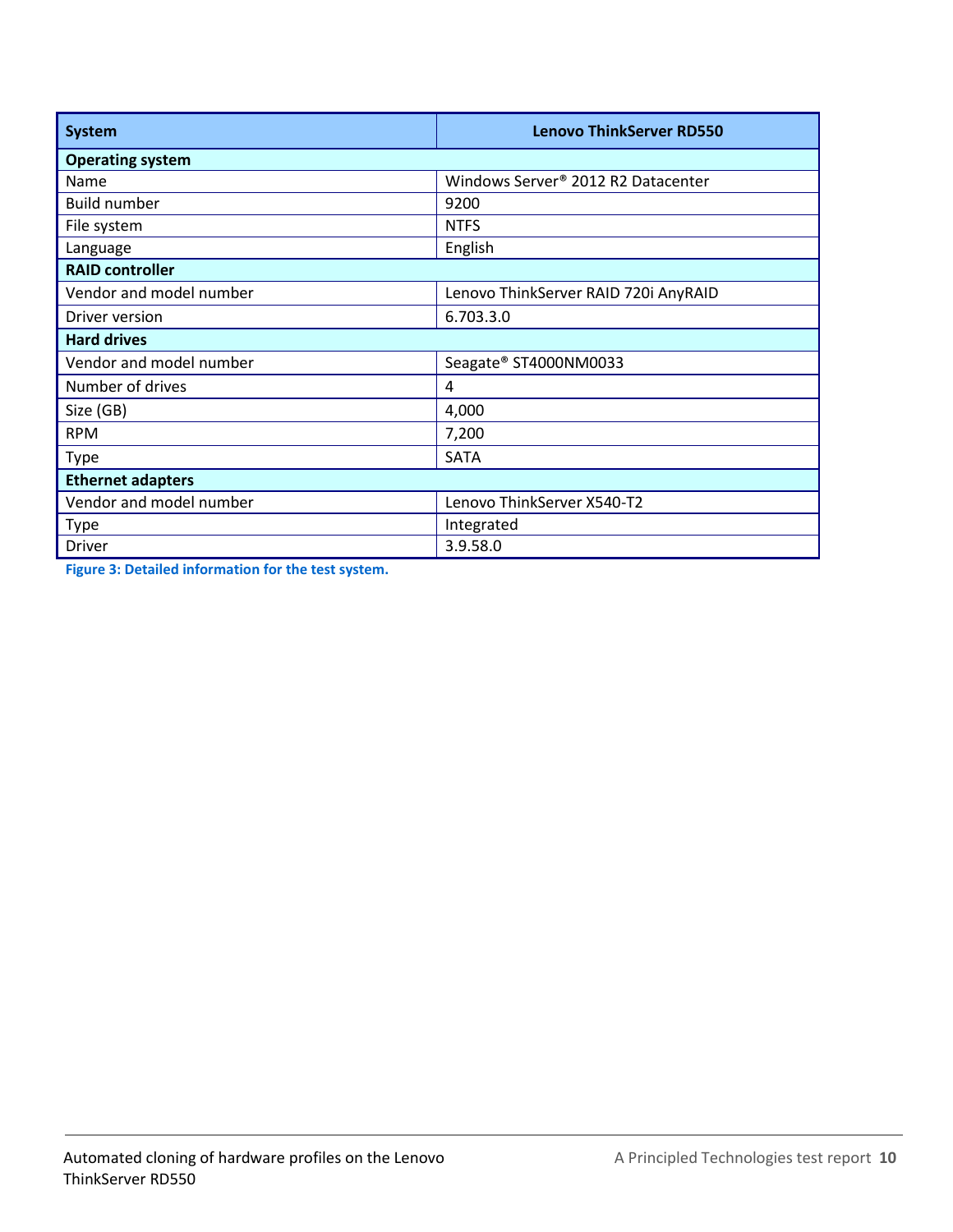| System | Lenovo ThinkServer RD550 |
| --- | --- |
| **Operating system** | |
| Name | Windows Server® 2012 R2 Datacenter |
| Build number | 9200 |
| File system | NTFS |
| Language | English |
| **RAID controller** | |
| Vendor and model number | Lenovo ThinkServer RAID 720i AnyRAID |
| Driver version | 6.703.3.0 |
| **Hard drives** | |
| Vendor and model number | Seagate® ST4000NM0033 |
| Number of drives | 4 |
| Size (GB) | 4,000 |
| RPM | 7,200 |
| Type | SATA |
| **Ethernet adapters** | |
| Vendor and model number | Lenovo ThinkServer X540-T2 |
| Type | Integrated |
| Driver | 3.9.58.0 |

**Figure 3: Detailed information for the test system.**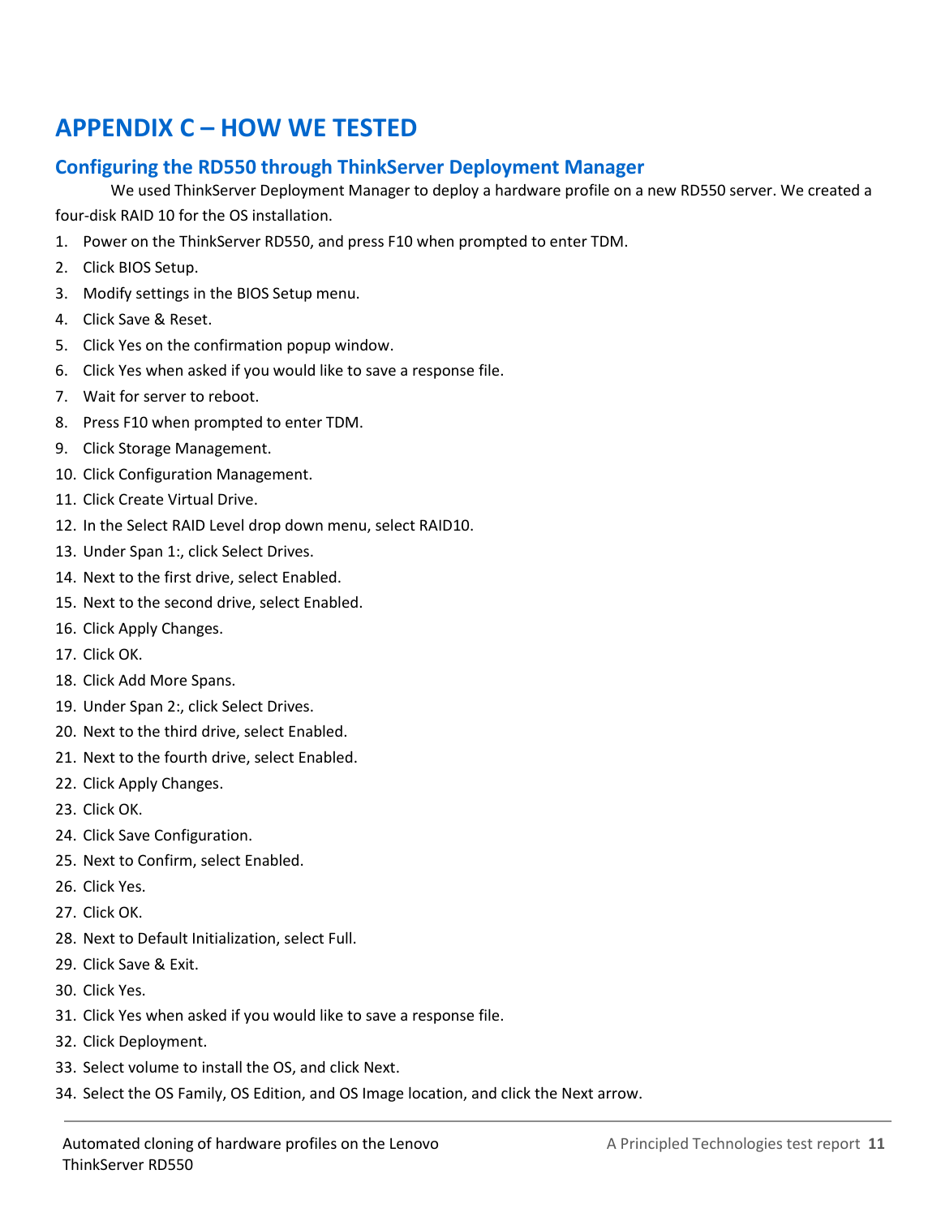# APPENDIX C – HOW WE TESTED

## Configuring the RD550 through ThinkServer Deployment Manager

We used ThinkServer Deployment Manager to deploy a hardware profile on a new RD550 server. We created a four-disk RAID 10 for the OS installation.

1. Power on the ThinkServer RD550, and press F10 when prompted to enter TDM.
2. Click BIOS Setup.
3. Modify settings in the BIOS Setup menu.
4. Click Save & Reset.
5. Click Yes on the confirmation popup window.
6. Click Yes when asked if you would like to save a response file.
7. Wait for server to reboot.
8. Press F10 when prompted to enter TDM.
9. Click Storage Management.
10. Click Configuration Management.
11. Click Create Virtual Drive.
12. In the Select RAID Level drop down menu, select RAID10.
13. Under Span 1:, click Select Drives.
14. Next to the first drive, select Enabled.
15. Next to the second drive, select Enabled.
16. Click Apply Changes.
17. Click OK.
18. Click Add More Spans.
19. Under Span 2:, click Select Drives.
20. Next to the third drive, select Enabled.
21. Next to the fourth drive, select Enabled.
22. Click Apply Changes.
23. Click OK.
24. Click Save Configuration.
25. Next to Confirm, select Enabled.
26. Click Yes.
27. Click OK.
28. Next to Default Initialization, select Full.
29. Click Save & Exit.
30. Click Yes.
31. Click Yes when asked if you would like to save a response file.
32. Click Deployment.
33. Select volume to install the OS, and click Next.
34. Select the OS Family, OS Edition, and OS Image location, and click the Next arrow.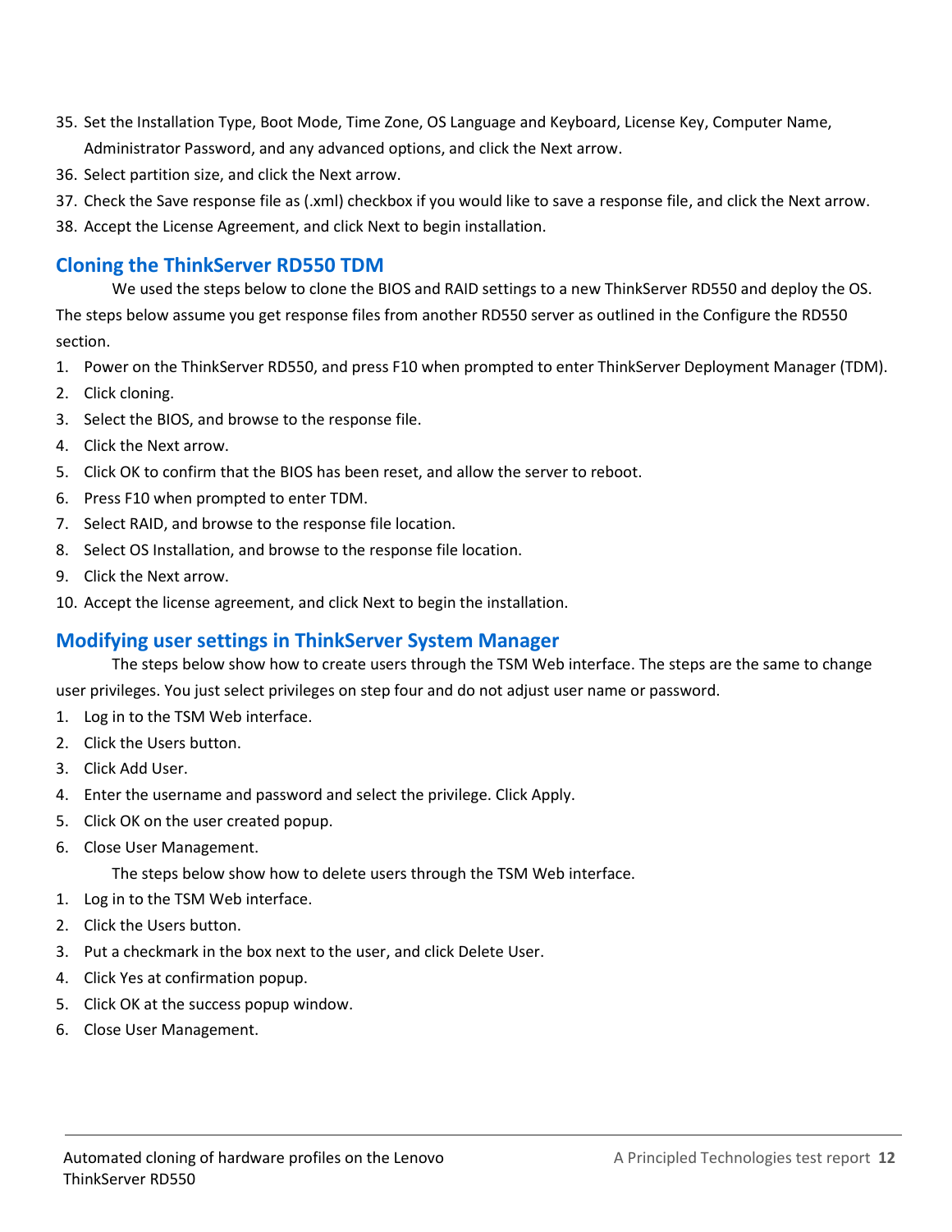35. Set the Installation Type, Boot Mode, Time Zone, OS Language and Keyboard, License Key, Computer Name, Administrator Password, and any advanced options, and click the Next arrow.
36. Select partition size, and click the Next arrow.
37. Check the Save response file as (.xml) checkbox if you would like to save a response file, and click the Next arrow.
38. Accept the License Agreement, and click Next to begin installation.

## Cloning the ThinkServer RD550 TDM

We used the steps below to clone the BIOS and RAID settings to a new ThinkServer RD550 and deploy the OS. The steps below assume you get response files from another RD550 server as outlined in the Configure the RD550 section.

1. Power on the ThinkServer RD550, and press F10 when prompted to enter ThinkServer Deployment Manager (TDM).
2. Click cloning.
3. Select the BIOS, and browse to the response file.
4. Click the Next arrow.
5. Click OK to confirm that the BIOS has been reset, and allow the server to reboot.
6. Press F10 when prompted to enter TDM.
7. Select RAID, and browse to the response file location.
8. Select OS Installation, and browse to the response file location.
9. Click the Next arrow.
10. Accept the license agreement, and click Next to begin the installation.

## Modifying user settings in ThinkServer System Manager

The steps below show how to create users through the TSM Web interface. The steps are the same to change user privileges. You just select privileges on step four and do not adjust user name or password.

1. Log in to the TSM Web interface.
2. Click the Users button.
3. Click Add User.
4. Enter the username and password and select the privilege. Click Apply.
5. Click OK on the user created popup.
6. Close User Management.

The steps below show how to delete users through the TSM Web interface.

1. Log in to the TSM Web interface.
2. Click the Users button.
3. Put a checkmark in the box next to the user, and click Delete User.
4. Click Yes at confirmation popup.
5. Click OK at the success popup window.
6. Close User Management.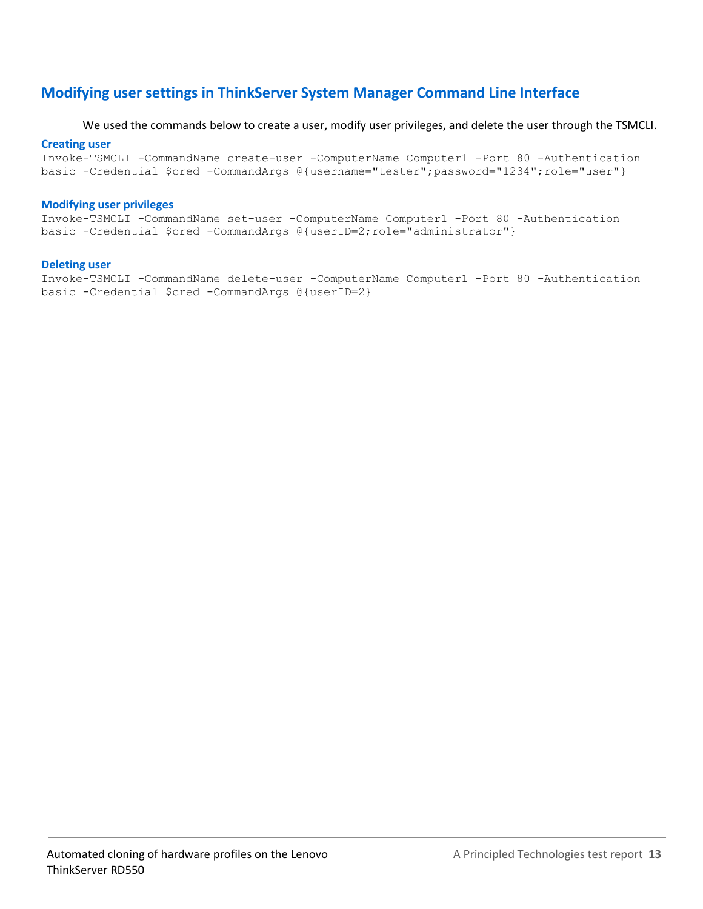## Modifying user settings in ThinkServer System Manager Command Line Interface

We used the commands below to create a user, modify user privileges, and delete the user through the TSMCLI.

### Creating user

```
Invoke-TSMCLI -CommandName create-user -ComputerName Computer1 -Port 80 -Authentication
basic -Credential $cred -CommandArgs @{username="tester";password="1234";role="user"}
```

### Modifying user privileges

```
Invoke-TSMCLI -CommandName set-user -ComputerName Computer1 -Port 80 -Authentication
basic -Credential $cred -CommandArgs @{userID=2;role="administrator"}
```

### Deleting user

```
Invoke-TSMCLI -CommandName delete-user -ComputerName Computer1 -Port 80 -Authentication
basic -Credential $cred -CommandArgs @{userID=2}
```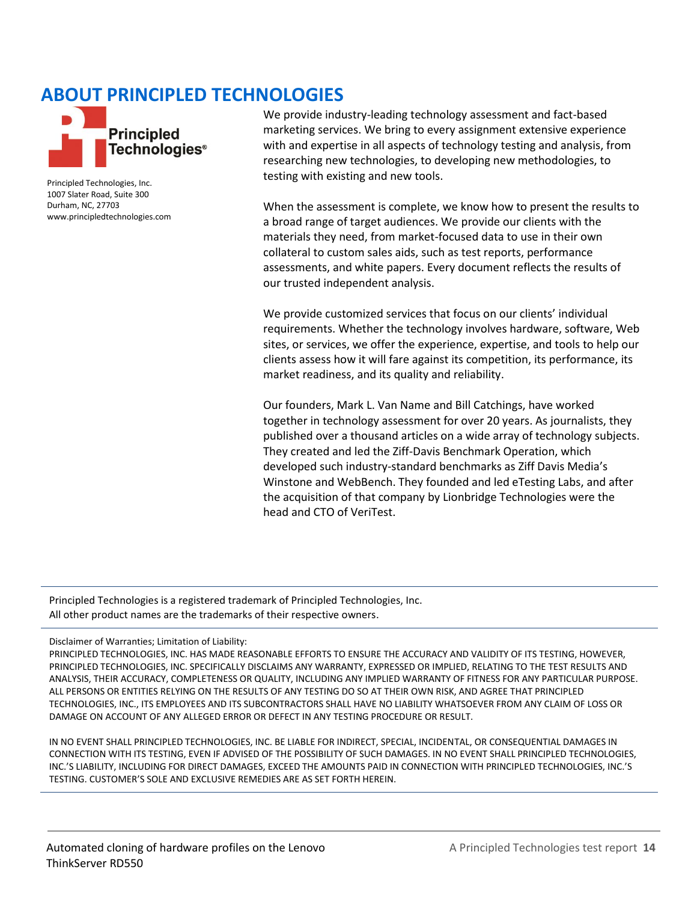## ABOUT PRINCIPLED TECHNOLOGIES

Principled Technologies, Inc.
1007 Slater Road, Suite 300
Durham, NC, 27703
www.principledtechnologies.com

We provide industry-leading technology assessment and fact-based marketing services. We bring to every assignment extensive experience with and expertise in all aspects of technology testing and analysis, from researching new technologies, to developing new methodologies, to testing with existing and new tools.

When the assessment is complete, we know how to present the results to a broad range of target audiences. We provide our clients with the materials they need, from market-focused data to use in their own collateral to custom sales aids, such as test reports, performance assessments, and white papers. Every document reflects the results of our trusted independent analysis.

We provide customized services that focus on our clients' individual requirements. Whether the technology involves hardware, software, Web sites, or services, we offer the experience, expertise, and tools to help our clients assess how it will fare against its competition, its performance, its market readiness, and its quality and reliability.

Our founders, Mark L. Van Name and Bill Catchings, have worked together in technology assessment for over 20 years. As journalists, they published over a thousand articles on a wide array of technology subjects. They created and led the Ziff-Davis Benchmark Operation, which developed such industry-standard benchmarks as Ziff Davis Media's Winstone and WebBench. They founded and led eTesting Labs, and after the acquisition of that company by Lionbridge Technologies were the head and CTO of VeriTest.

---

Principled Technologies is a registered trademark of Principled Technologies, Inc.
All other product names are the trademarks of their respective owners.

---

Disclaimer of Warranties; Limitation of Liability:
PRINCIPLED TECHNOLOGIES, INC. HAS MADE REASONABLE EFFORTS TO ENSURE THE ACCURACY AND VALIDITY OF ITS TESTING, HOWEVER, PRINCIPLED TECHNOLOGIES, INC. SPECIFICALLY DISCLAIMS ANY WARRANTY, EXPRESSED OR IMPLIED, RELATING TO THE TEST RESULTS AND ANALYSIS, THEIR ACCURACY, COMPLETENESS OR QUALITY, INCLUDING ANY IMPLIED WARRANTY OF FITNESS FOR ANY PARTICULAR PURPOSE. ALL PERSONS OR ENTITIES RELYING ON THE RESULTS OF ANY TESTING DO SO AT THEIR OWN RISK, AND AGREE THAT PRINCIPLED TECHNOLOGIES, INC., ITS EMPLOYEES AND ITS SUBCONTRACTORS SHALL HAVE NO LIABILITY WHATSOEVER FROM ANY CLAIM OF LOSS OR DAMAGE ON ACCOUNT OF ANY ALLEGED ERROR OR DEFECT IN ANY TESTING PROCEDURE OR RESULT.

IN NO EVENT SHALL PRINCIPLED TECHNOLOGIES, INC. BE LIABLE FOR INDIRECT, SPECIAL, INCIDENTAL, OR CONSEQUENTIAL DAMAGES IN CONNECTION WITH ITS TESTING, EVEN IF ADVISED OF THE POSSIBILITY OF SUCH DAMAGES. IN NO EVENT SHALL PRINCIPLED TECHNOLOGIES, INC.'S LIABILITY, INCLUDING FOR DIRECT DAMAGES, EXCEED THE AMOUNTS PAID IN CONNECTION WITH PRINCIPLED TECHNOLOGIES, INC.'S TESTING. CUSTOMER'S SOLE AND EXCLUSIVE REMEDIES ARE AS SET FORTH HEREIN.